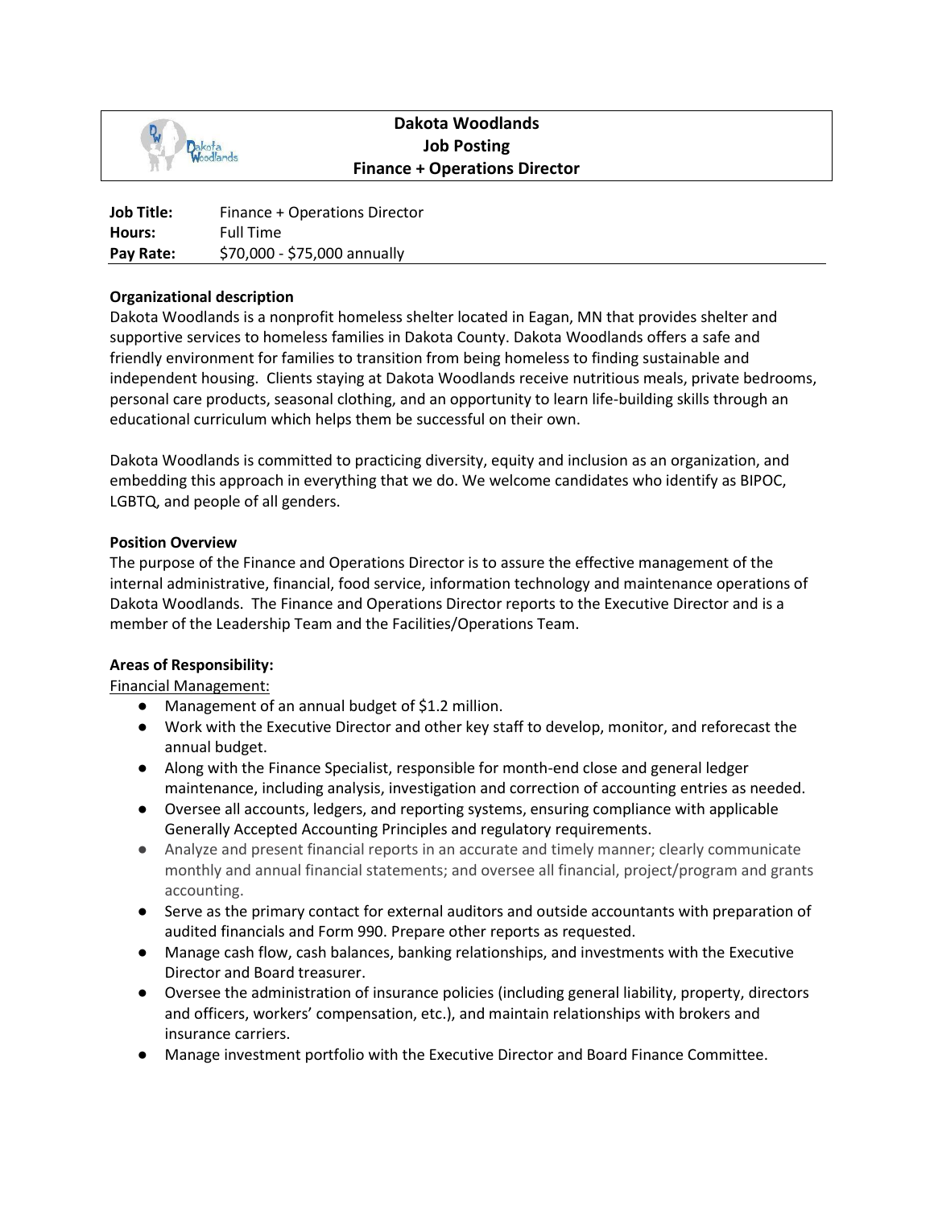# Dakota Woodlands
## Job Posting
## Finance + Operations Director

| | |
|---|---|
| **Job Title:** | Finance + Operations Director |
| **Hours:** | Full Time |
| **Pay Rate:** | $70,000 - $75,000 annually |

**Organizational description**

Dakota Woodlands is a nonprofit homeless shelter located in Eagan, MN that provides shelter and supportive services to homeless families in Dakota County. Dakota Woodlands offers a safe and friendly environment for families to transition from being homeless to finding sustainable and independent housing. Clients staying at Dakota Woodlands receive nutritious meals, private bedrooms, personal care products, seasonal clothing, and an opportunity to learn life-building skills through an educational curriculum which helps them be successful on their own.

Dakota Woodlands is committed to practicing diversity, equity and inclusion as an organization, and embedding this approach in everything that we do. We welcome candidates who identify as BIPOC, LGBTQ, and people of all genders.

**Position Overview**

The purpose of the Finance and Operations Director is to assure the effective management of the internal administrative, financial, food service, information technology and maintenance operations of Dakota Woodlands. The Finance and Operations Director reports to the Executive Director and is a member of the Leadership Team and the Facilities/Operations Team.

**Areas of Responsibility:**

Financial Management:

- Management of an annual budget of $1.2 million.
- Work with the Executive Director and other key staff to develop, monitor, and reforecast the annual budget.
- Along with the Finance Specialist, responsible for month-end close and general ledger maintenance, including analysis, investigation and correction of accounting entries as needed.
- Oversee all accounts, ledgers, and reporting systems, ensuring compliance with applicable Generally Accepted Accounting Principles and regulatory requirements.
- Analyze and present financial reports in an accurate and timely manner; clearly communicate monthly and annual financial statements; and oversee all financial, project/program and grants accounting.
- Serve as the primary contact for external auditors and outside accountants with preparation of audited financials and Form 990. Prepare other reports as requested.
- Manage cash flow, cash balances, banking relationships, and investments with the Executive Director and Board treasurer.
- Oversee the administration of insurance policies (including general liability, property, directors and officers, workers' compensation, etc.), and maintain relationships with brokers and insurance carriers.
- Manage investment portfolio with the Executive Director and Board Finance Committee.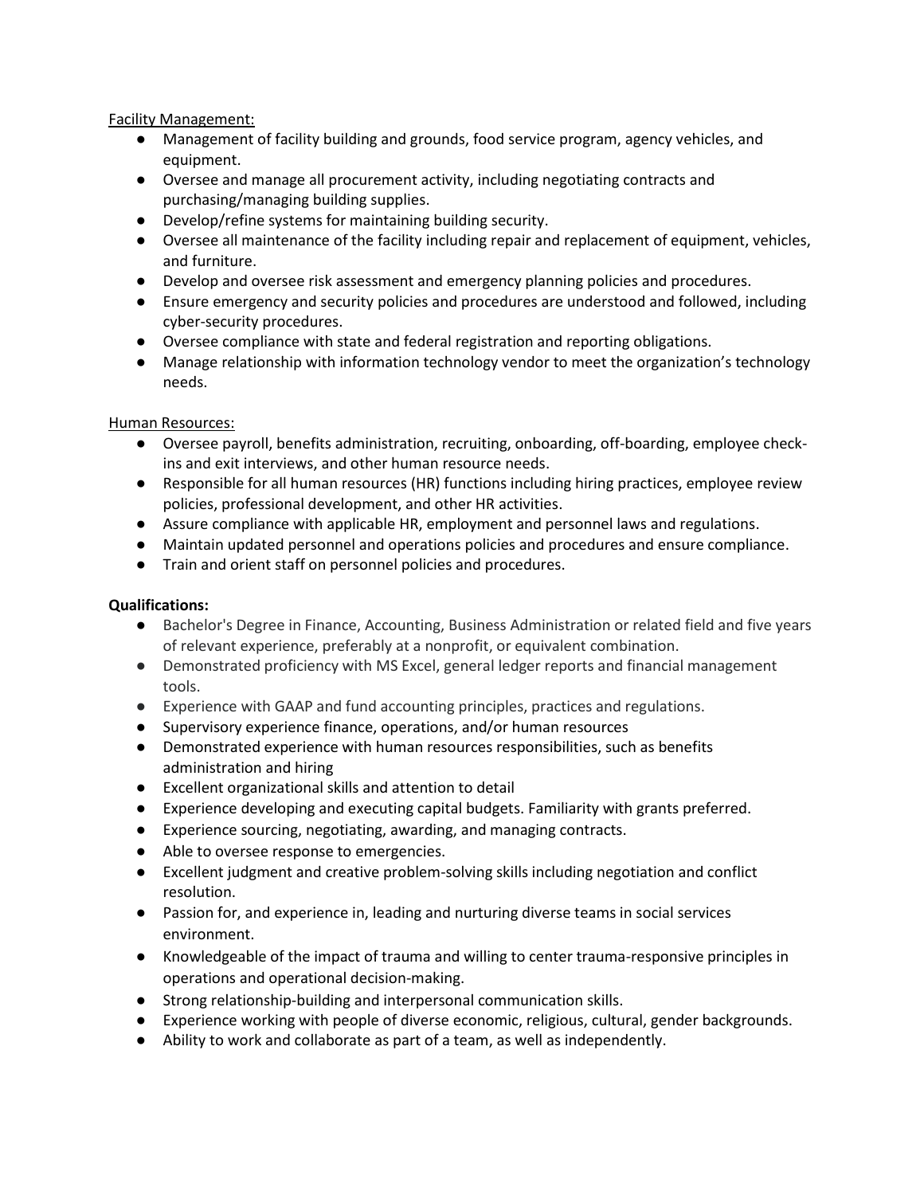<u>Facility Management:</u>

- Management of facility building and grounds, food service program, agency vehicles, and equipment.
- Oversee and manage all procurement activity, including negotiating contracts and purchasing/managing building supplies.
- Develop/refine systems for maintaining building security.
- Oversee all maintenance of the facility including repair and replacement of equipment, vehicles, and furniture.
- Develop and oversee risk assessment and emergency planning policies and procedures.
- Ensure emergency and security policies and procedures are understood and followed, including cyber-security procedures.
- Oversee compliance with state and federal registration and reporting obligations.
- Manage relationship with information technology vendor to meet the organization's technology needs.

<u>Human Resources:</u>

- Oversee payroll, benefits administration, recruiting, onboarding, off-boarding, employee check-ins and exit interviews, and other human resource needs.
- Responsible for all human resources (HR) functions including hiring practices, employee review policies, professional development, and other HR activities.
- Assure compliance with applicable HR, employment and personnel laws and regulations.
- Maintain updated personnel and operations policies and procedures and ensure compliance.
- Train and orient staff on personnel policies and procedures.

**Qualifications:**

- Bachelor's Degree in Finance, Accounting, Business Administration or related field and five years of relevant experience, preferably at a nonprofit, or equivalent combination.
- Demonstrated proficiency with MS Excel, general ledger reports and financial management tools.
- Experience with GAAP and fund accounting principles, practices and regulations.
- Supervisory experience finance, operations, and/or human resources
- Demonstrated experience with human resources responsibilities, such as benefits administration and hiring
- Excellent organizational skills and attention to detail
- Experience developing and executing capital budgets. Familiarity with grants preferred.
- Experience sourcing, negotiating, awarding, and managing contracts.
- Able to oversee response to emergencies.
- Excellent judgment and creative problem-solving skills including negotiation and conflict resolution.
- Passion for, and experience in, leading and nurturing diverse teams in social services environment.
- Knowledgeable of the impact of trauma and willing to center trauma-responsive principles in operations and operational decision-making.
- Strong relationship-building and interpersonal communication skills.
- Experience working with people of diverse economic, religious, cultural, gender backgrounds.
- Ability to work and collaborate as part of a team, as well as independently.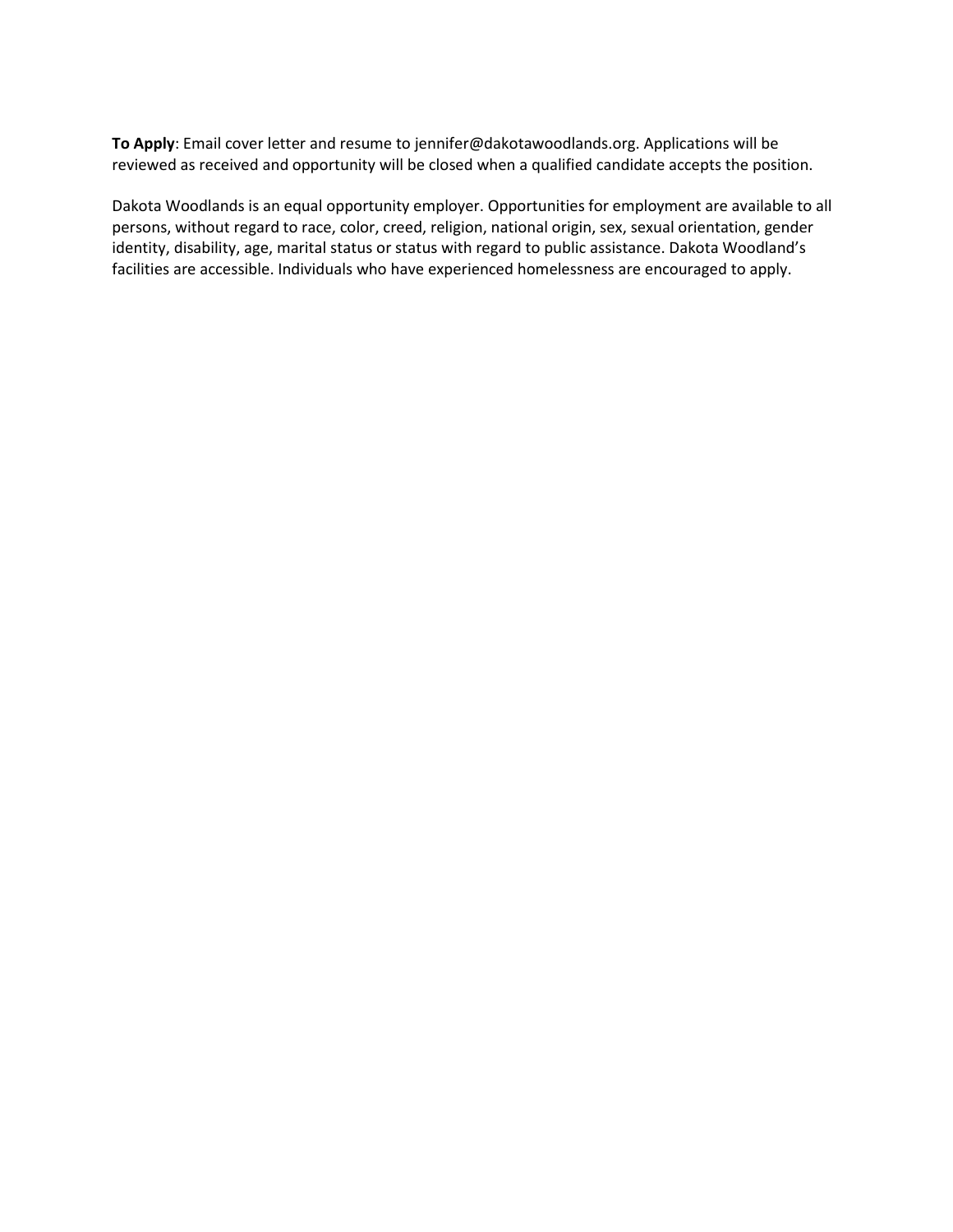**To Apply**: Email cover letter and resume to jennifer@dakotawoodlands.org. Applications will be reviewed as received and opportunity will be closed when a qualified candidate accepts the position.

Dakota Woodlands is an equal opportunity employer. Opportunities for employment are available to all persons, without regard to race, color, creed, religion, national origin, sex, sexual orientation, gender identity, disability, age, marital status or status with regard to public assistance. Dakota Woodland's facilities are accessible. Individuals who have experienced homelessness are encouraged to apply.